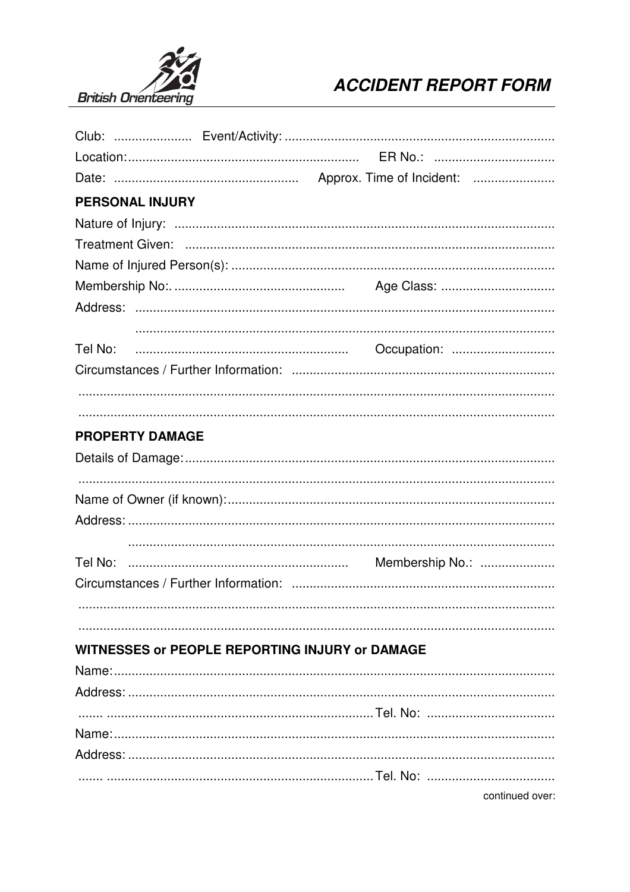British Orienteering

# ACCIDENT REPORT FORM

Club: ...................... Event/Activity: ...........................................................................

Location:................................................................ ER No.: .................................

Date: ................................................... Approx. Time of Incident: .......................

## PERSONAL INJURY

Nature of Injury: .........................................................................................................

Treatment Given: ........................................................................................................

Name of Injured Person(s): ..........................................................................................

Membership No:. ................................................ Age Class: ................................

Address: .....................................................................................................................

.....................................................................................................................

Tel No: ........................................................... Occupation: .............................

Circumstances / Further Information: .........................................................................

.....................................................................................................................................

.....................................................................................................................................

## PROPERTY DAMAGE

Details of Damage:.......................................................................................................

.....................................................................................................................................

Name of Owner (if known):...........................................................................................

Address: .......................................................................................................................

.......................................................................................................................

Tel No: ............................................................ Membership No.: .....................

Circumstances / Further Information: .........................................................................

.....................................................................................................................................

.....................................................................................................................................

## WITNESSES or PEOPLE REPORTING INJURY or DAMAGE

Name:...........................................................................................................................

Address: .......................................................................................................................

....... ..........................................................................Tel. No: ....................................

Name:...........................................................................................................................

Address: .......................................................................................................................

....... ..........................................................................Tel. No: ....................................

continued over: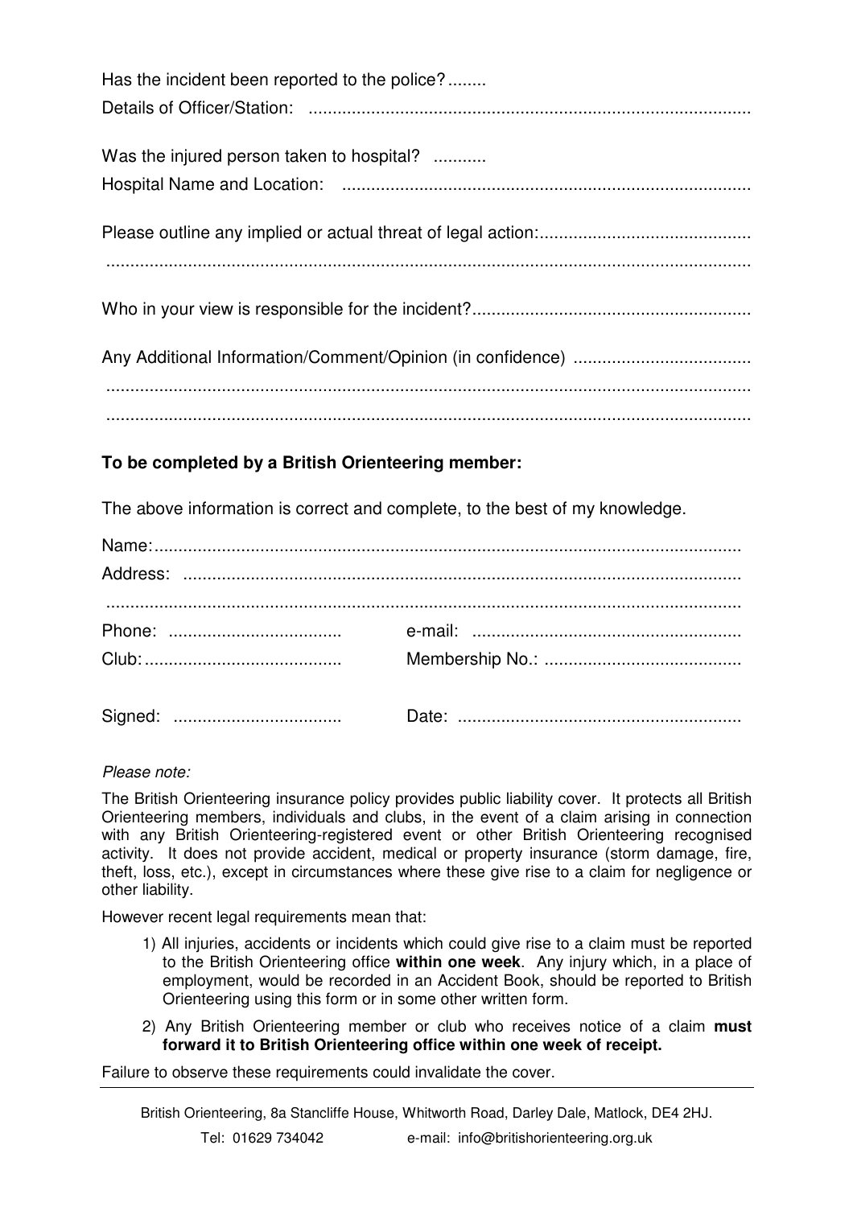Has the incident been reported to the police? ........

Details of Officer/Station: ...........................................................................................

Was the injured person taken to hospital? ...........

Hospital Name and Location: ....................................................................................

Please outline any implied or actual threat of legal action:...........................................

.....................................................................................................................................

Who in your view is responsible for the incident?.........................................................

Any Additional Information/Comment/Opinion (in confidence) ....................................

.....................................................................................................................................

.....................................................................................................................................

**To be completed by a British Orienteering member:**

The above information is correct and complete, to the best of my knowledge.

Name:...........................................................................................................................

Address: ..................................................................................................................

....................................................................................................................................

Phone: ................................... e-mail: ........................................................

Club: ......................................... Membership No.: .........................................

Signed: .................................. Date: ..........................................................

*Please note:*

The British Orienteering insurance policy provides public liability cover. It protects all British Orienteering members, individuals and clubs, in the event of a claim arising in connection with any British Orienteering-registered event or other British Orienteering recognised activity. It does not provide accident, medical or property insurance (storm damage, fire, theft, loss, etc.), except in circumstances where these give rise to a claim for negligence or other liability.

However recent legal requirements mean that:

1) All injuries, accidents or incidents which could give rise to a claim must be reported to the British Orienteering office **within one week**. Any injury which, in a place of employment, would be recorded in an Accident Book, should be reported to British Orienteering using this form or in some other written form.
2) Any British Orienteering member or club who receives notice of a claim **must forward it to British Orienteering office within one week of receipt.**

Failure to observe these requirements could invalidate the cover.

British Orienteering, 8a Stancliffe House, Whitworth Road, Darley Dale, Matlock, DE4 2HJ.

Tel: 01629 734042 e-mail: info@britishorienteering.org.uk